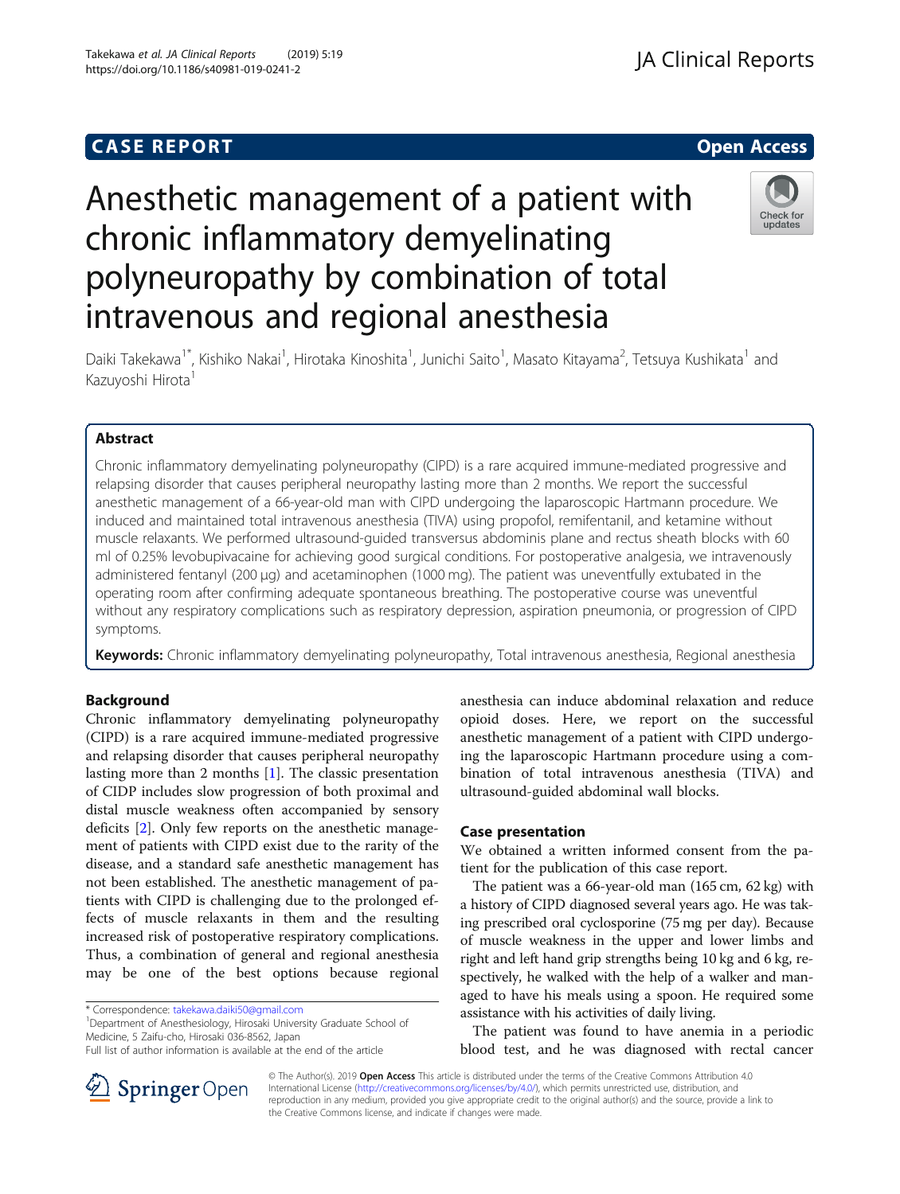**CASE REPORT** **Open Access**

# Anesthetic management of a patient with chronic inflammatory demyelinating polyneuropathy by combination of total intravenous and regional anesthesia

Daiki Takekawa[1*], Kishiko Nakai[1], Hirotaka Kinoshita[1], Junichi Saito[1], Masato Kitayama[2], Tetsuya Kushikata[1] and Kazuyoshi Hirota[1]

## Abstract

Chronic inflammatory demyelinating polyneuropathy (CIPD) is a rare acquired immune-mediated progressive and relapsing disorder that causes peripheral neuropathy lasting more than 2 months. We report the successful anesthetic management of a 66-year-old man with CIPD undergoing the laparoscopic Hartmann procedure. We induced and maintained total intravenous anesthesia (TIVA) using propofol, remifentanil, and ketamine without muscle relaxants. We performed ultrasound-guided transversus abdominis plane and rectus sheath blocks with 60 ml of 0.25% levobupivacaine for achieving good surgical conditions. For postoperative analgesia, we intravenously administered fentanyl (200 μg) and acetaminophen (1000 mg). The patient was uneventfully extubated in the operating room after confirming adequate spontaneous breathing. The postoperative course was uneventful without any respiratory complications such as respiratory depression, aspiration pneumonia, or progression of CIPD symptoms.

**Keywords:** Chronic inflammatory demyelinating polyneuropathy, Total intravenous anesthesia, Regional anesthesia

## Background

Chronic inflammatory demyelinating polyneuropathy (CIPD) is a rare acquired immune-mediated progressive and relapsing disorder that causes peripheral neuropathy lasting more than 2 months [1]. The classic presentation of CIDP includes slow progression of both proximal and distal muscle weakness often accompanied by sensory deficits [2]. Only few reports on the anesthetic management of patients with CIPD exist due to the rarity of the disease, and a standard safe anesthetic management has not been established. The anesthetic management of patients with CIPD is challenging due to the prolonged effects of muscle relaxants in them and the resulting increased risk of postoperative respiratory complications. Thus, a combination of general and regional anesthesia may be one of the best options because regional anesthesia can induce abdominal relaxation and reduce opioid doses. Here, we report the successful anesthetic management of a patient with CIPD undergoing the laparoscopic Hartmann procedure using a combination of total intravenous anesthesia (TIVA) and ultrasound-guided abdominal wall blocks.

## Case presentation

We obtained a written informed consent from the patient for the publication of this case report.

The patient was a 66-year-old man (165 cm, 62 kg) with a history of CIPD diagnosed several years ago. He was taking prescribed oral cyclosporine (75 mg per day). Because of muscle weakness in the upper and lower limbs and right and left hand grip strengths being 10 kg and 6 kg, respectively, he walked with the help of a walker and managed to have his meals using a spoon. He required some assistance with his activities of daily living.

The patient was found to have anemia in a periodic blood test, and he was diagnosed with rectal cancer

\* Correspondence: takekawa.daiki50@gmail.com
[1]Department of Anesthesiology, Hirosaki University Graduate School of Medicine, 5 Zaifu-cho, Hirosaki 036-8562, Japan
Full list of author information is available at the end of the article

© The Author(s). 2019 **Open Access** This article is distributed under the terms of the Creative Commons Attribution 4.0 International License (http://creativecommons.org/licenses/by/4.0/), which permits unrestricted use, distribution, and reproduction in any medium, provided you give appropriate credit to the original author(s) and the source, provide a link to the Creative Commons license, and indicate if changes were made.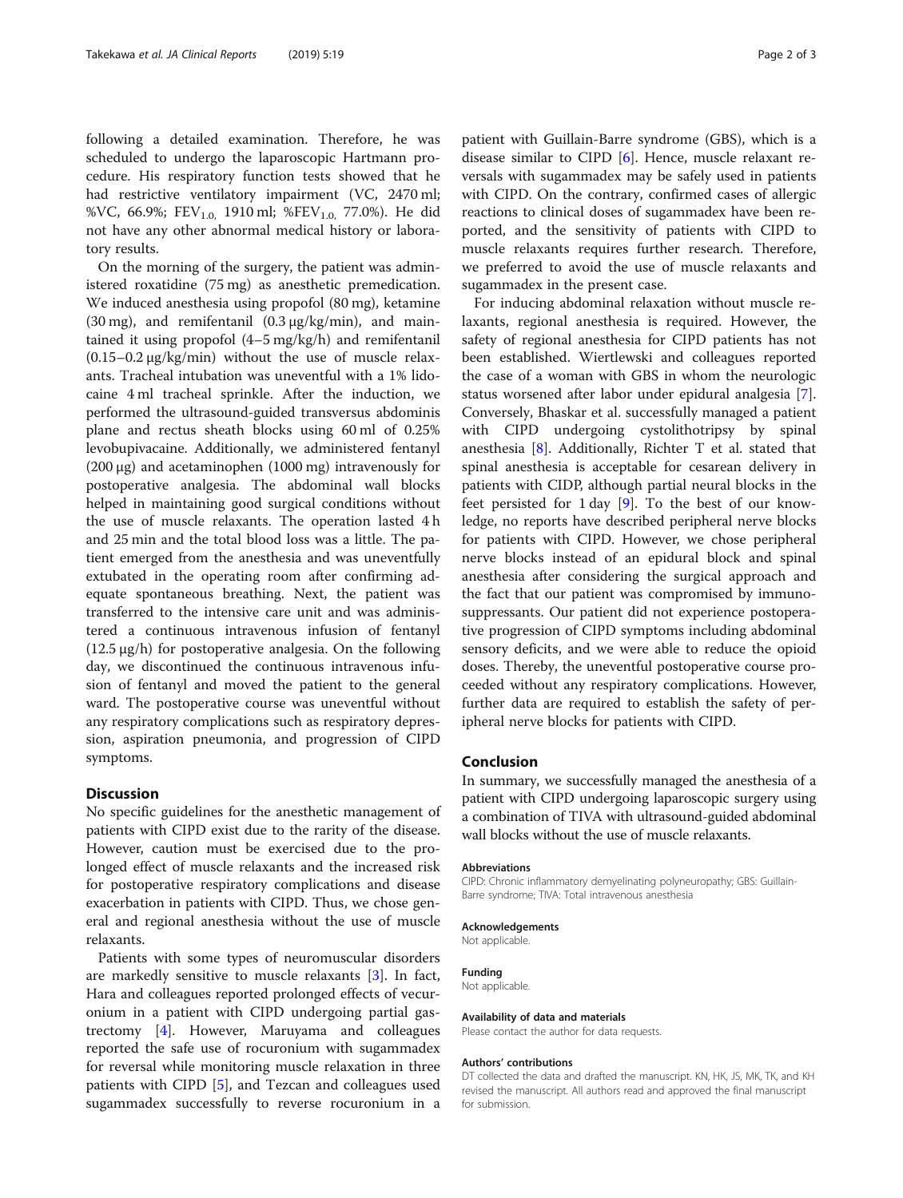following a detailed examination. Therefore, he was scheduled to undergo the laparoscopic Hartmann procedure. His respiratory function tests showed that he had restrictive ventilatory impairment (VC, 2470 ml; %VC, 66.9%; $FEV_{1.0}$, 1910 ml; %$FEV_{1.0}$, 77.0%). He did not have any other abnormal medical history or laboratory results.

On the morning of the surgery, the patient was administered roxatidine (75 mg) as anesthetic premedication. We induced anesthesia using propofol (80 mg), ketamine (30 mg), and remifentanil (0.3 μg/kg/min), and maintained it using propofol (4–5 mg/kg/h) and remifentanil (0.15–0.2 μg/kg/min) without the use of muscle relaxants. Tracheal intubation was uneventful with a 1% lidocaine 4 ml tracheal sprinkle. After the induction, we performed the ultrasound-guided transversus abdominis plane and rectus sheath blocks using 60 ml of 0.25% levobupivacaine. Additionally, we administered fentanyl (200 μg) and acetaminophen (1000 mg) intravenously for postoperative analgesia. The abdominal wall blocks helped in maintaining good surgical conditions without the use of muscle relaxants. The operation lasted 4 h and 25 min and the total blood loss was a little. The patient emerged from the anesthesia and was uneventfully extubated in the operating room after confirming adequate spontaneous breathing. Next, the patient was transferred to the intensive care unit and was administered a continuous intravenous infusion of fentanyl (12.5 μg/h) for postoperative analgesia. On the following day, we discontinued the continuous intravenous infusion of fentanyl and moved the patient to the general ward. The postoperative course was uneventful without any respiratory complications such as respiratory depression, aspiration pneumonia, and progression of CIPD symptoms.

## Discussion

No specific guidelines for the anesthetic management of patients with CIPD exist due to the rarity of the disease. However, caution must be exercised due to the prolonged effect of muscle relaxants and the increased risk for postoperative respiratory complications and disease exacerbation in patients with CIPD. Thus, we chose general and regional anesthesia without the use of muscle relaxants.

Patients with some types of neuromuscular disorders are markedly sensitive to muscle relaxants [3]. In fact, Hara and colleagues reported prolonged effects of vecuronium in a patient with CIPD undergoing partial gastrectomy [4]. However, Maruyama and colleagues reported the safe use of rocuronium with sugammadex for reversal while monitoring muscle relaxation in three patients with CIPD [5], and Tezcan and colleagues used sugammadex successfully to reverse rocuronium in a patient with Guillain-Barre syndrome (GBS), which is a disease similar to CIPD [6]. Hence, muscle relaxant reversals with sugammadex may be safely used in patients with CIPD. On the contrary, confirmed cases of allergic reactions to clinical doses of sugammadex have been reported, and the sensitivity of patients with CIPD to muscle relaxants requires further research. Therefore, we preferred to avoid the use of muscle relaxants and sugammadex in the present case.

For inducing abdominal relaxation without muscle relaxants, regional anesthesia is required. However, the safety of regional anesthesia for CIPD patients has not been established. Wiertlewski and colleagues reported the case of a woman with GBS in whom the neurologic status worsened after labor under epidural analgesia [7]. Conversely, Bhaskar et al. successfully managed a patient with CIPD undergoing cystolithotripsy by spinal anesthesia [8]. Additionally, Richter T et al. stated that spinal anesthesia is acceptable for cesarean delivery in patients with CIDP, although partial neural blocks in the feet persisted for 1 day [9]. To the best of our knowledge, no reports have described peripheral nerve blocks for patients with CIPD. However, we chose peripheral nerve blocks instead of an epidural block and spinal anesthesia after considering the surgical approach and the fact that our patient was compromised by immunosuppressants. Our patient did not experience postoperative progression of CIPD symptoms including abdominal sensory deficits, and we were able to reduce the opioid doses. Thereby, the uneventful postoperative course proceeded without any respiratory complications. However, further data are required to establish the safety of peripheral nerve blocks for patients with CIPD.

## Conclusion

In summary, we successfully managed the anesthesia of a patient with CIPD undergoing laparoscopic surgery using a combination of TIVA with ultrasound-guided abdominal wall blocks without the use of muscle relaxants.

#### Abbreviations

CIPD: Chronic inflammatory demyelinating polyneuropathy; GBS: Guillain-Barre syndrome; TIVA: Total intravenous anesthesia

#### Acknowledgements

Not applicable.

#### Funding

Not applicable.

#### Availability of data and materials

Please contact the author for data requests.

#### Authors' contributions

DT collected the data and drafted the manuscript. KN, HK, JS, MK, TK, and KH revised the manuscript. All authors read and approved the final manuscript for submission.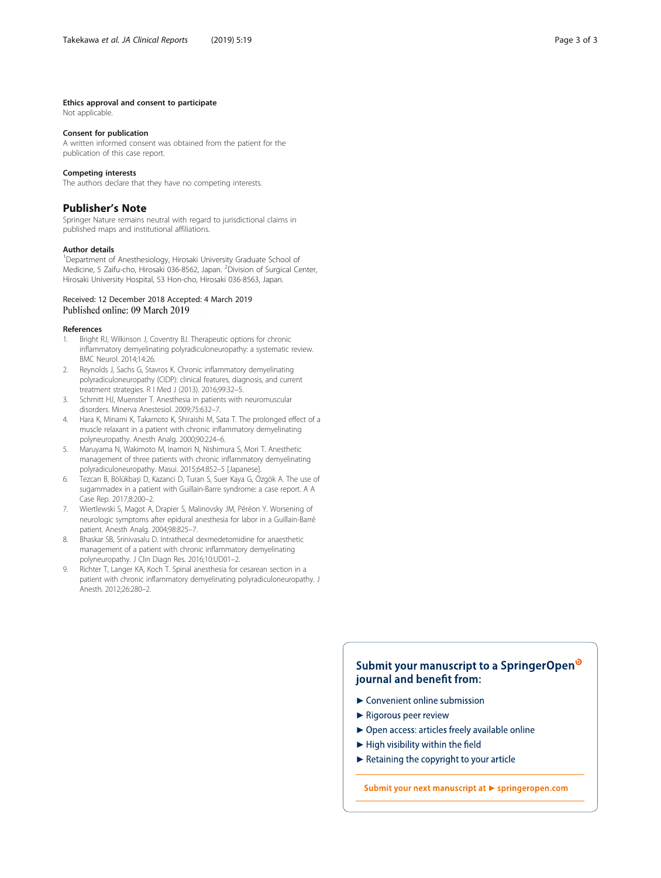#### Ethics approval and consent to participate
Not applicable.

#### Consent for publication
A written informed consent was obtained from the patient for the publication of this case report.

#### Competing interests
The authors declare that they have no competing interests.

### Publisher's Note
Springer Nature remains neutral with regard to jurisdictional claims in published maps and institutional affiliations.

#### Author details
[1]Department of Anesthesiology, Hirosaki University Graduate School of Medicine, 5 Zaifu-cho, Hirosaki 036-8562, Japan. [2]Division of Surgical Center, Hirosaki University Hospital, 53 Hon-cho, Hirosaki 036-8563, Japan.

Received: 12 December 2018 Accepted: 4 March 2019
Published online: 09 March 2019

#### References
1. Bright RJ, Wilkinson J, Coventry BJ. Therapeutic options for chronic inflammatory demyelinating polyradiculoneuropathy: a systematic review. BMC Neurol. 2014;14:26.
2. Reynolds J, Sachs G, Stavros K. Chronic inflammatory demyelinating polyradiculoneuropathy (CIDP): clinical features, diagnosis, and current treatment strategies. R I Med J (2013). 2016;99:32–5.
3. Schmitt HJ, Muenster T. Anesthesia in patients with neuromuscular disorders. Minerva Anestesiol. 2009;75:632–7.
4. Hara K, Minami K, Takamoto K, Shiraishi M, Sata T. The prolonged effect of a muscle relaxant in a patient with chronic inflammatory demyelinating polyneuropathy. Anesth Analg. 2000;90:224–6.
5. Maruyama N, Wakimoto M, Inamori N, Nishimura S, Mori T. Anesthetic management of three patients with chronic inflammatory demyelinating polyradiculoneuropathy. Masui. 2015;64:852–5 [Japanese].
6. Tezcan B, Bölükbaşi D, Kazanci D, Turan S, Suer Kaya G, Özgök A. The use of sugammadex in a patient with Guillain-Barre syndrome: a case report. A A Case Rep. 2017;8:200–2.
7. Wiertlewski S, Magot A, Drapier S, Malinovsky JM, Péréon Y. Worsening of neurologic symptoms after epidural anesthesia for labor in a Guillain-Barré patient. Anesth Analg. 2004;98:825–7.
8. Bhaskar SB, Srinivasalu D. Intrathecal dexmedetomidine for anaesthetic management of a patient with chronic inflammatory demyelinating polyneuropathy. J Clin Diagn Res. 2016;10:UD01–2.
9. Richter T, Langer KA, Koch T. Spinal anesthesia for cesarean section in a patient with chronic inflammatory demyelinating polyradiculoneuropathy. J Anesth. 2012;26:280–2.

**Submit your manuscript to a SpringerOpen journal and benefit from:**

- ► Convenient online submission
- ► Rigorous peer review
- ► Open access: articles freely available online
- ► High visibility within the field
- ► Retaining the copyright to your article

**Submit your next manuscript at ► springeropen.com**